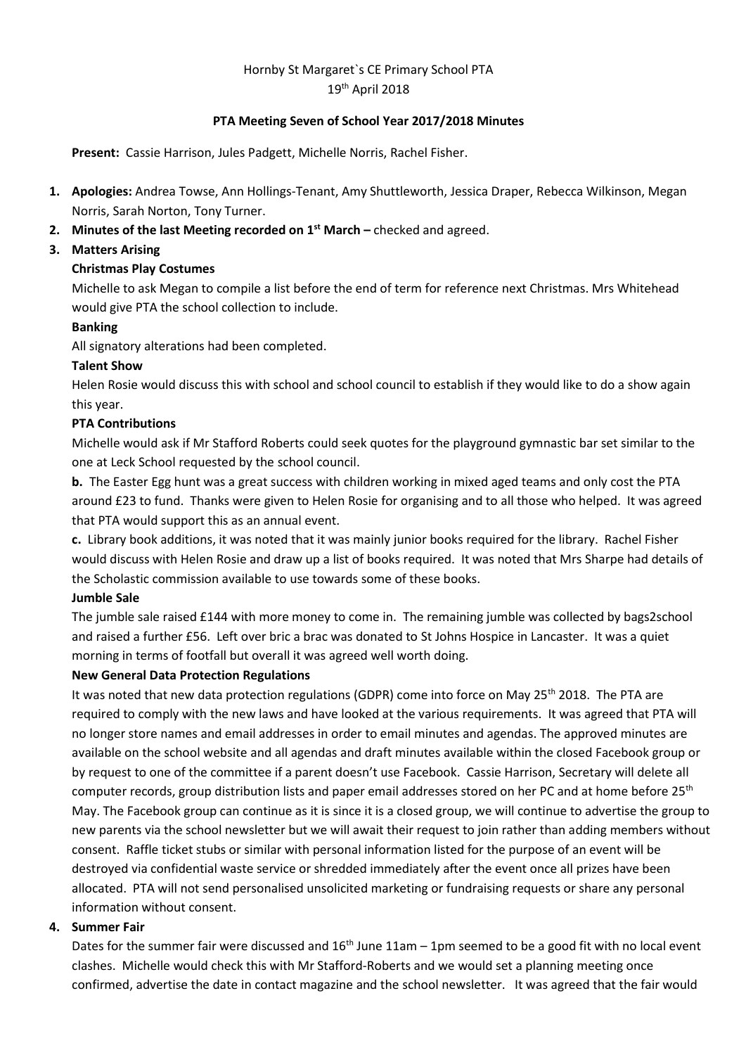Hornby St Margaret`s CE Primary School PTA
19th April 2018

**PTA Meeting Seven of School Year 2017/2018 Minutes**

**Present:** Cassie Harrison, Jules Padgett, Michelle Norris, Rachel Fisher.

1. **Apologies:** Andrea Towse, Ann Hollings-Tenant, Amy Shuttleworth, Jessica Draper, Rebecca Wilkinson, Megan Norris, Sarah Norton, Tony Turner.
2. **Minutes of the last Meeting recorded on 1st March –** checked and agreed.
3. **Matters Arising**

   **Christmas Play Costumes**

   Michelle to ask Megan to compile a list before the end of term for reference next Christmas. Mrs Whitehead would give PTA the school collection to include.

   **Banking**

   All signatory alterations had been completed.

   **Talent Show**

   Helen Rosie would discuss this with school and school council to establish if they would like to do a show again this year.

   **PTA Contributions**

   Michelle would ask if Mr Stafford Roberts could seek quotes for the playground gymnastic bar set similar to the one at Leck School requested by the school council.

   **b.** The Easter Egg hunt was a great success with children working in mixed aged teams and only cost the PTA around £23 to fund. Thanks were given to Helen Rosie for organising and to all those who helped. It was agreed that PTA would support this as an annual event.

   **c.** Library book additions, it was noted that it was mainly junior books required for the library. Rachel Fisher would discuss with Helen Rosie and draw up a list of books required. It was noted that Mrs Sharpe had details of the Scholastic commission available to use towards some of these books.

   **Jumble Sale**

   The jumble sale raised £144 with more money to come in. The remaining jumble was collected by bags2school and raised a further £56. Left over bric a brac was donated to St Johns Hospice in Lancaster. It was a quiet morning in terms of footfall but overall it was agreed well worth doing.

   **New General Data Protection Regulations**

   It was noted that new data protection regulations (GDPR) come into force on May 25th 2018. The PTA are required to comply with the new laws and have looked at the various requirements. It was agreed that PTA will no longer store names and email addresses in order to email minutes and agendas. The approved minutes are available on the school website and all agendas and draft minutes available within the closed Facebook group or by request to one of the committee if a parent doesn't use Facebook. Cassie Harrison, Secretary will delete all computer records, group distribution lists and paper email addresses stored on her PC and at home before 25th May. The Facebook group can continue as it is since it is a closed group, we will continue to advertise the group to new parents via the school newsletter but we will await their request to join rather than adding members without consent. Raffle ticket stubs or similar with personal information listed for the purpose of an event will be destroyed via confidential waste service or shredded immediately after the event once all prizes have been allocated. PTA will not send personalised unsolicited marketing or fundraising requests or share any personal information without consent.
4. **Summer Fair**

   Dates for the summer fair were discussed and 16th June 11am – 1pm seemed to be a good fit with no local event clashes. Michelle would check this with Mr Stafford-Roberts and we would set a planning meeting once confirmed, advertise the date in contact magazine and the school newsletter. It was agreed that the fair would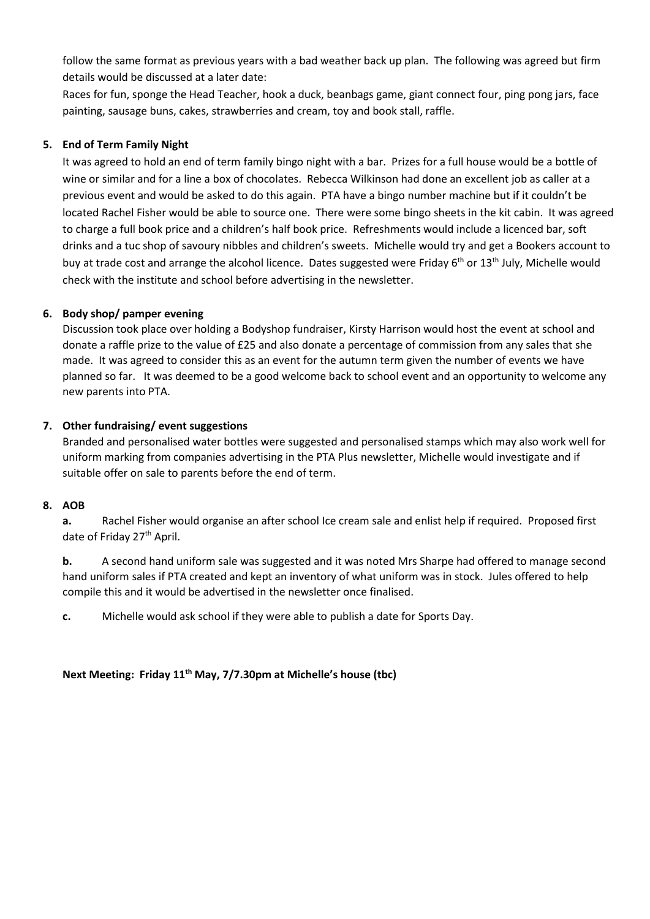follow the same format as previous years with a bad weather back up plan. The following was agreed but firm details would be discussed at a later date:

Races for fun, sponge the Head Teacher, hook a duck, beanbags game, giant connect four, ping pong jars, face painting, sausage buns, cakes, strawberries and cream, toy and book stall, raffle.

**5. End of Term Family Night**

It was agreed to hold an end of term family bingo night with a bar. Prizes for a full house would be a bottle of wine or similar and for a line a box of chocolates. Rebecca Wilkinson had done an excellent job as caller at a previous event and would be asked to do this again. PTA have a bingo number machine but if it couldn't be located Rachel Fisher would be able to source one. There were some bingo sheets in the kit cabin. It was agreed to charge a full book price and a children's half book price. Refreshments would include a licenced bar, soft drinks and a tuc shop of savoury nibbles and children's sweets. Michelle would try and get a Bookers account to buy at trade cost and arrange the alcohol licence. Dates suggested were Friday 6th or 13th July, Michelle would check with the institute and school before advertising in the newsletter.

**6. Body shop/ pamper evening**

Discussion took place over holding a Bodyshop fundraiser, Kirsty Harrison would host the event at school and donate a raffle prize to the value of £25 and also donate a percentage of commission from any sales that she made. It was agreed to consider this as an event for the autumn term given the number of events we have planned so far. It was deemed to be a good welcome back to school event and an opportunity to welcome any new parents into PTA.

**7. Other fundraising/ event suggestions**

Branded and personalised water bottles were suggested and personalised stamps which may also work well for uniform marking from companies advertising in the PTA Plus newsletter, Michelle would investigate and if suitable offer on sale to parents before the end of term.

**8. AOB**

**a.** Rachel Fisher would organise an after school Ice cream sale and enlist help if required. Proposed first date of Friday 27th April.

**b.** A second hand uniform sale was suggested and it was noted Mrs Sharpe had offered to manage second hand uniform sales if PTA created and kept an inventory of what uniform was in stock. Jules offered to help compile this and it would be advertised in the newsletter once finalised.

**c.** Michelle would ask school if they were able to publish a date for Sports Day.

**Next Meeting: Friday 11th May, 7/7.30pm at Michelle's house (tbc)**